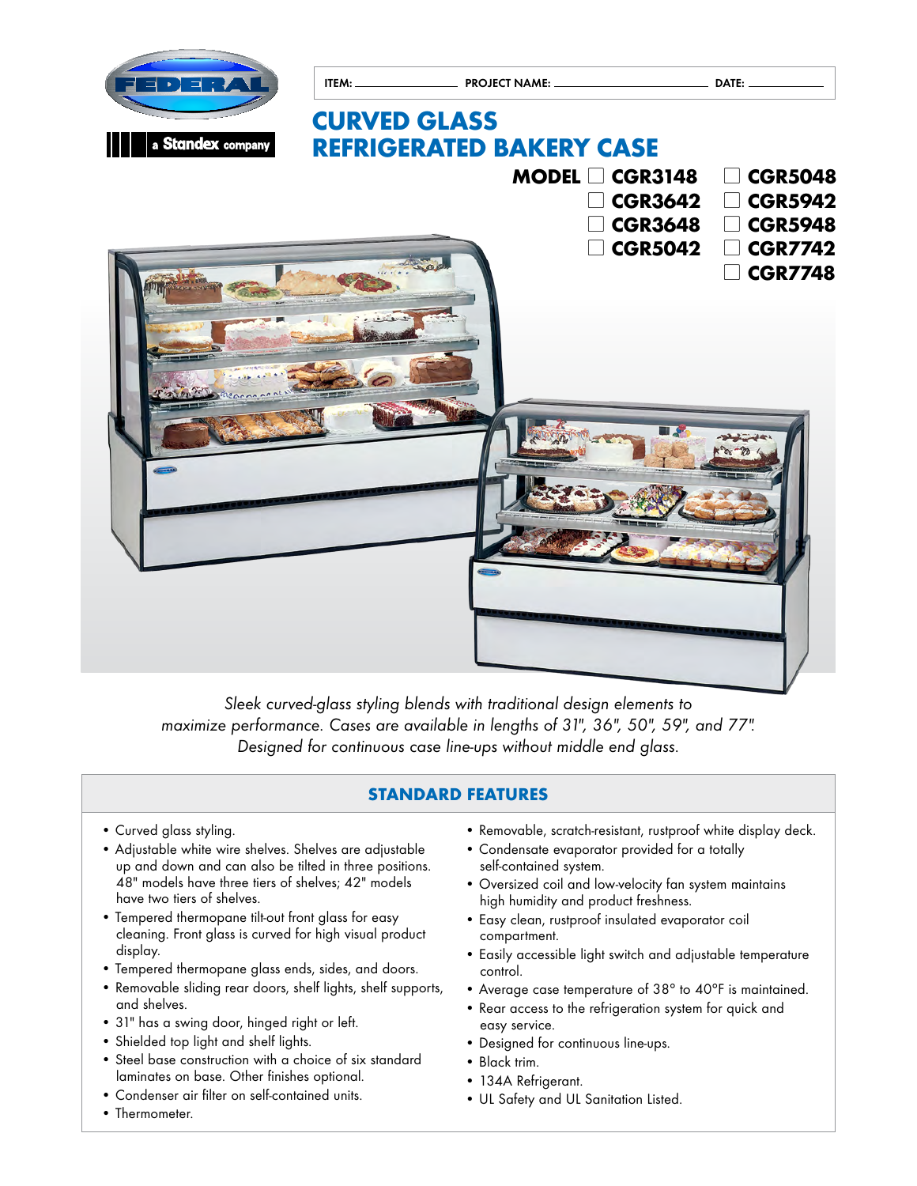FEDERAL

a Standex company

ITEM: ____________ PROJECT NAME: ____________________ DATE: __________

# CURVED GLASS REFRIGERATED BAKERY CASE

**MODEL**
- ☐ CGR3148
- ☐ CGR3642
- ☐ CGR3648
- ☐ CGR5042
- ☐ CGR5048
- ☐ CGR5942
- ☐ CGR5948
- ☐ CGR7742
- ☐ CGR7748

*Sleek curved-glass styling blends with traditional design elements to maximize performance. Cases are available in lengths of 31", 36", 50", 59", and 77". Designed for continuous case line-ups without middle end glass.*

## STANDARD FEATURES

- Curved glass styling.
- Adjustable white wire shelves. Shelves are adjustable up and down and can also be tilted in three positions. 48" models have three tiers of shelves; 42" models have two tiers of shelves.
- Tempered thermopane tilt-out front glass for easy cleaning. Front glass is curved for high visual product display.
- Tempered thermopane glass ends, sides, and doors.
- Removable sliding rear doors, shelf lights, shelf supports, and shelves.
- 31" has a swing door, hinged right or left.
- Shielded top light and shelf lights.
- Steel base construction with a choice of six standard laminates on base. Other finishes optional.
- Condenser air filter on self-contained units.
- Thermometer.
- Removable, scratch-resistant, rustproof white display deck.
- Condensate evaporator provided for a totally self-contained system.
- Oversized coil and low-velocity fan system maintains high humidity and product freshness.
- Easy clean, rustproof insulated evaporator coil compartment.
- Easily accessible light switch and adjustable temperature control.
- Average case temperature of 38° to 40°F is maintained.
- Rear access to the refrigeration system for quick and easy service.
- Designed for continuous line-ups.
- Black trim.
- 134A Refrigerant.
- UL Safety and UL Sanitation Listed.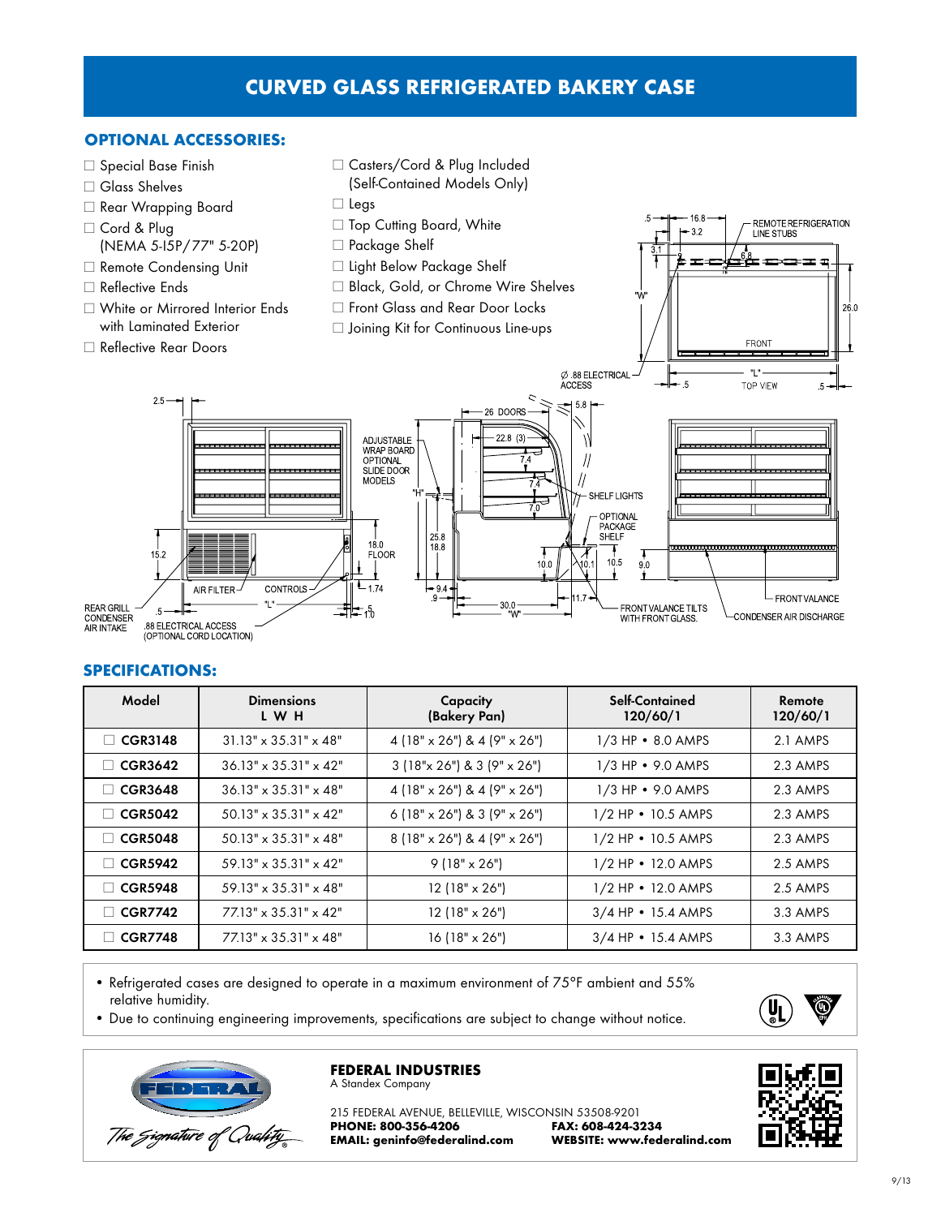# CURVED GLASS REFRIGERATED BAKERY CASE

## OPTIONAL ACCESSORIES:

- ☐ Special Base Finish
- ☐ Glass Shelves
- ☐ Rear Wrapping Board
- ☐ Cord & Plug (NEMA 5-15P/77" 5-20P)
- ☐ Remote Condensing Unit
- ☐ Reflective Ends
- ☐ White or Mirrored Interior Ends with Laminated Exterior
- ☐ Reflective Rear Doors
- ☐ Casters/Cord & Plug Included (Self-Contained Models Only)
- ☐ Legs
- ☐ Top Cutting Board, White
- ☐ Package Shelf
- ☐ Light Below Package Shelf
- ☐ Black, Gold, or Chrome Wire Shelves
- ☐ Front Glass and Rear Door Locks
- ☐ Joining Kit for Continuous Line-ups

.5
16.8
3.2
REMOTE REFRIGERATION LINE STUBS
3.1
6.8
"W"
26.0
FRONT
Ø .88 ELECTRICAL ACCESS
"L"
.5
TOP VIEW
.5

2.5
15.2
AIR FILTER
CONTROLS
"L"
REAR GRILL CONDENSER AIR INTAKE
.5
.88 ELECTRICAL ACCESS (OPTIONAL CORD LOCATION)
ADJUSTABLE WRAP BOARD OPTIONAL SLIDE DOOR MODELS
18.0 FLOOR
1.74
.5
1.0
26 DOORS
22.8 (3)
5.8
7.4
7.4
7.0
"H"
25.8
18.8
9.4
.9
30.0 "W"
SHELF LIGHTS
OPTIONAL PACKAGE SHELF
10.0
10.1
10.5
9.0
11.7
FRONT VALANCE TILTS WITH FRONT GLASS.
FRONT VALANCE
CONDENSER AIR DISCHARGE

## SPECIFICATIONS:

| Model | Dimensions L W H | Capacity (Bakery Pan) | Self-Contained 120/60/1 | Remote 120/60/1 |
|---|---|---|---|---|
| ☐ CGR3148 | 31.13" x 35.31" x 48" | 4 (18" x 26") & 4 (9" x 26") | 1/3 HP • 8.0 AMPS | 2.1 AMPS |
| ☐ CGR3642 | 36.13" x 35.31" x 42" | 3 (18"x 26") & 3 (9" x 26") | 1/3 HP • 9.0 AMPS | 2.3 AMPS |
| ☐ CGR3648 | 36.13" x 35.31" x 48" | 4 (18" x 26") & 4 (9" x 26") | 1/3 HP • 9.0 AMPS | 2.3 AMPS |
| ☐ CGR5042 | 50.13" x 35.31" x 42" | 6 (18" x 26") & 3 (9" x 26") | 1/2 HP • 10.5 AMPS | 2.3 AMPS |
| ☐ CGR5048 | 50.13" x 35.31" x 48" | 8 (18" x 26") & 4 (9" x 26") | 1/2 HP • 10.5 AMPS | 2.3 AMPS |
| ☐ CGR5942 | 59.13" x 35.31" x 42" | 9 (18" x 26") | 1/2 HP • 12.0 AMPS | 2.5 AMPS |
| ☐ CGR5948 | 59.13" x 35.31" x 48" | 12 (18" x 26") | 1/2 HP • 12.0 AMPS | 2.5 AMPS |
| ☐ CGR7742 | 77.13" x 35.31" x 42" | 12 (18" x 26") | 3/4 HP • 15.4 AMPS | 3.3 AMPS |
| ☐ CGR7748 | 77.13" x 35.31" x 48" | 16 (18" x 26") | 3/4 HP • 15.4 AMPS | 3.3 AMPS |

- Refrigerated cases are designed to operate in a maximum environment of 75°F ambient and 55% relative humidity.
- Due to continuing engineering improvements, specifications are subject to change without notice.

FEDERAL
*The Signature of Quality*

**FEDERAL INDUSTRIES**
A Standex Company

215 FEDERAL AVENUE, BELLEVILLE, WISCONSIN 53508-9201
**PHONE: 800-356-4206** **FAX: 608-424-3234**
**EMAIL: geninfo@federalind.com** **WEBSITE: www.federalind.com**

9/13